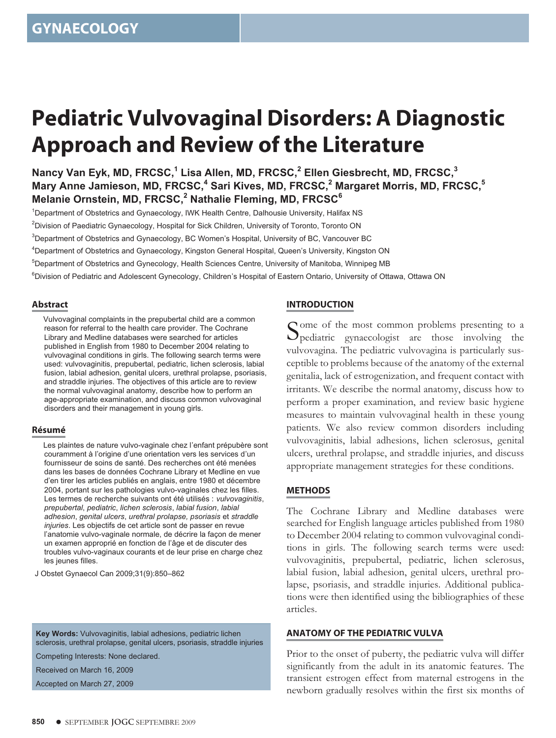GYNAECOLOGY

# Pediatric Vulvovaginal Disorders: A Diagnostic Approach and Review of the Literature

**Nancy Van Eyk, MD, FRCSC,[1] Lisa Allen, MD, FRCSC,[2] Ellen Giesbrecht, MD, FRCSC,[3] Mary Anne Jamieson, MD, FRCSC,[4] Sari Kives, MD, FRCSC,[2] Margaret Morris, MD, FRCSC,[5] Melanie Ornstein, MD, FRCSC,[2] Nathalie Fleming, MD, FRCSC[6]**

[1]Department of Obstetrics and Gynaecology, IWK Health Centre, Dalhousie University, Halifax NS

[2]Division of Paediatric Gynaecology, Hospital for Sick Children, University of Toronto, Toronto ON

[3]Department of Obstetrics and Gynaecology, BC Women's Hospital, University of BC, Vancouver BC

[4]Department of Obstetrics and Gynaecology, Kingston General Hospital, Queen's University, Kingston ON

[5]Department of Obstetrics and Gynecology, Health Sciences Centre, University of Manitoba, Winnipeg MB

[6]Division of Pediatric and Adolescent Gynecology, Children's Hospital of Eastern Ontario, University of Ottawa, Ottawa ON

## Abstract

Vulvovaginal complaints in the prepubertal child are a common reason for referral to the health care provider. The Cochrane Library and Medline databases were searched for articles published in English from 1980 to December 2004 relating to vulvovaginal conditions in girls. The following search terms were used: vulvovaginitis, prepubertal, pediatric, lichen sclerosis, labial fusion, labial adhesion, genital ulcers, urethral prolapse, psoriasis, and straddle injuries. The objectives of this article are to review the normal vulvovaginal anatomy, describe how to perform an age-appropriate examination, and discuss common vulvovaginal disorders and their management in young girls.

## Résumé

Les plaintes de nature vulvo-vaginale chez l'enfant prépubère sont couramment à l'origine d'une orientation vers les services d'un fournisseur de soins de santé. Des recherches ont été menées dans les bases de données Cochrane Library et Medline en vue d'en tirer les articles publiés en anglais, entre 1980 et décembre 2004, portant sur les pathologies vulvo-vaginales chez les filles. Les termes de recherche suivants ont été utilisés : *vulvovaginitis*, *prepubertal*, *pediatric*, *lichen sclerosis*, *labial fusion*, *labial adhesion*, *genital ulcers*, *urethral prolapse, psoriasis* et *straddle injuries*. Les objectifs de cet article sont de passer en revue l'anatomie vulvo-vaginale normale, de décrire la façon de mener un examen approprié en fonction de l'âge et de discuter des troubles vulvo-vaginaux courants et de leur prise en charge chez les jeunes filles.

J Obstet Gynaecol Can 2009;31(9):850–862

**Key Words:** Vulvovaginitis, labial adhesions, pediatric lichen sclerosis, urethral prolapse, genital ulcers, psoriasis, straddle injuries

Competing Interests: None declared.

Received on March 16, 2009

Accepted on March 27, 2009

## INTRODUCTION

Some of the most common problems presenting to a pediatric gynaecologist are those involving the vulvovagina. The pediatric vulvovagina is particularly susceptible to problems because of the anatomy of the external genitalia, lack of estrogenization, and frequent contact with irritants. We describe the normal anatomy, discuss how to perform a proper examination, and review basic hygiene measures to maintain vulvovaginal health in these young patients. We also review common disorders including vulvovaginitis, labial adhesions, lichen sclerosus, genital ulcers, urethral prolapse, and straddle injuries, and discuss appropriate management strategies for these conditions.

## METHODS

The Cochrane Library and Medline databases were searched for English language articles published from 1980 to December 2004 relating to common vulvovaginal conditions in girls. The following search terms were used: vulvovaginitis, prepubertal, pediatric, lichen sclerosus, labial fusion, labial adhesion, genital ulcers, urethral prolapse, psoriasis, and straddle injuries. Additional publications were then identified using the bibliographies of these articles.

## ANATOMY OF THE PEDIATRIC VULVA

Prior to the onset of puberty, the pediatric vulva will differ significantly from the adult in its anatomic features. The transient estrogen effect from maternal estrogens in the newborn gradually resolves within the first six months of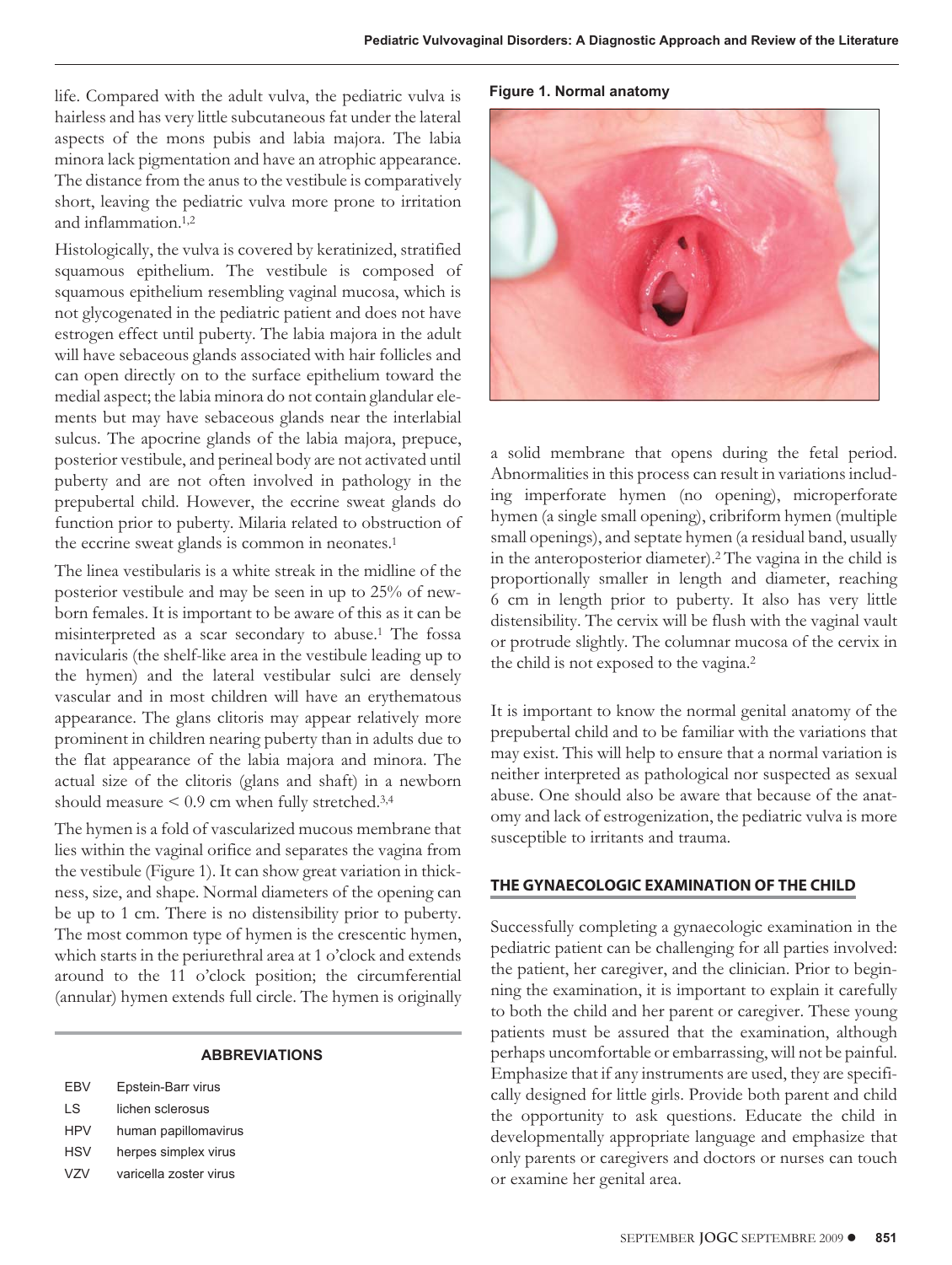life. Compared with the adult vulva, the pediatric vulva is hairless and has very little subcutaneous fat under the lateral aspects of the mons pubis and labia majora. The labia minora lack pigmentation and have an atrophic appearance. The distance from the anus to the vestibule is comparatively short, leaving the pediatric vulva more prone to irritation and inflammation.[1,2]

Histologically, the vulva is covered by keratinized, stratified squamous epithelium. The vestibule is composed of squamous epithelium resembling vaginal mucosa, which is not glycogenated in the pediatric patient and does not have estrogen effect until puberty. The labia majora in the adult will have sebaceous glands associated with hair follicles and can open directly on to the surface epithelium toward the medial aspect; the labia minora do not contain glandular elements but may have sebaceous glands near the interlabial sulcus. The apocrine glands of the labia majora, prepuce, posterior vestibule, and perineal body are not activated until puberty and are not often involved in pathology in the prepubertal child. However, the eccrine sweat glands do function prior to puberty. Milaria related to obstruction of the eccrine sweat glands is common in neonates.[1]

The linea vestibularis is a white streak in the midline of the posterior vestibule and may be seen in up to 25% of newborn females. It is important to be aware of this as it can be misinterpreted as a scar secondary to abuse.[1] The fossa navicularis (the shelf-like area in the vestibule leading up to the hymen) and the lateral vestibular sulci are densely vascular and in most children will have an erythematous appearance. The glans clitoris may appear relatively more prominent in children nearing puberty than in adults due to the flat appearance of the labia majora and minora. The actual size of the clitoris (glans and shaft) in a newborn should measure < 0.9 cm when fully stretched.[3,4]

The hymen is a fold of vascularized mucous membrane that lies within the vaginal orifice and separates the vagina from the vestibule (Figure 1). It can show great variation in thickness, size, and shape. Normal diameters of the opening can be up to 1 cm. There is no distensibility prior to puberty. The most common type of hymen is the crescentic hymen, which starts in the periurethral area at 1 o'clock and extends around to the 11 o'clock position; the circumferential (annular) hymen extends full circle. The hymen is originally a solid membrane that opens during the fetal period. Abnormalities in this process can result in variations including imperforate hymen (no opening), microperforate hymen (a single small opening), cribriform hymen (multiple small openings), and septate hymen (a residual band, usually in the anteroposterior diameter).[2] The vagina in the child is proportionally smaller in length and diameter, reaching 6 cm in length prior to puberty. It also has very little distensibility. The cervix will be flush with the vaginal vault or protrude slightly. The columnar mucosa of the cervix in the child is not exposed to the vagina.[2]

**Figure 1. Normal anatomy**

It is important to know the normal genital anatomy of the prepubertal child and to be familiar with the variations that may exist. This will help to ensure that a normal variation is neither interpreted as pathological nor suspected as sexual abuse. One should also be aware that because of the anatomy and lack of estrogenization, the pediatric vulva is more susceptible to irritants and trauma.

**ABBREVIATIONS**

| | |
|---|---|
| EBV | Epstein-Barr virus |
| LS | lichen sclerosus |
| HPV | human papillomavirus |
| HSV | herpes simplex virus |
| VZV | varicella zoster virus |

## THE GYNAECOLOGIC EXAMINATION OF THE CHILD

Successfully completing a gynaecologic examination in the pediatric patient can be challenging for all parties involved: the patient, her caregiver, and the clinician. Prior to beginning the examination, it is important to explain it carefully to both the child and her parent or caregiver. These young patients must be assured that the examination, although perhaps uncomfortable or embarrassing, will not be painful. Emphasize that if any instruments are used, they are specifically designed for little girls. Provide both parent and child the opportunity to ask questions. Educate the child in developmentally appropriate language and emphasize that only parents or caregivers and doctors or nurses can touch or examine her genital area.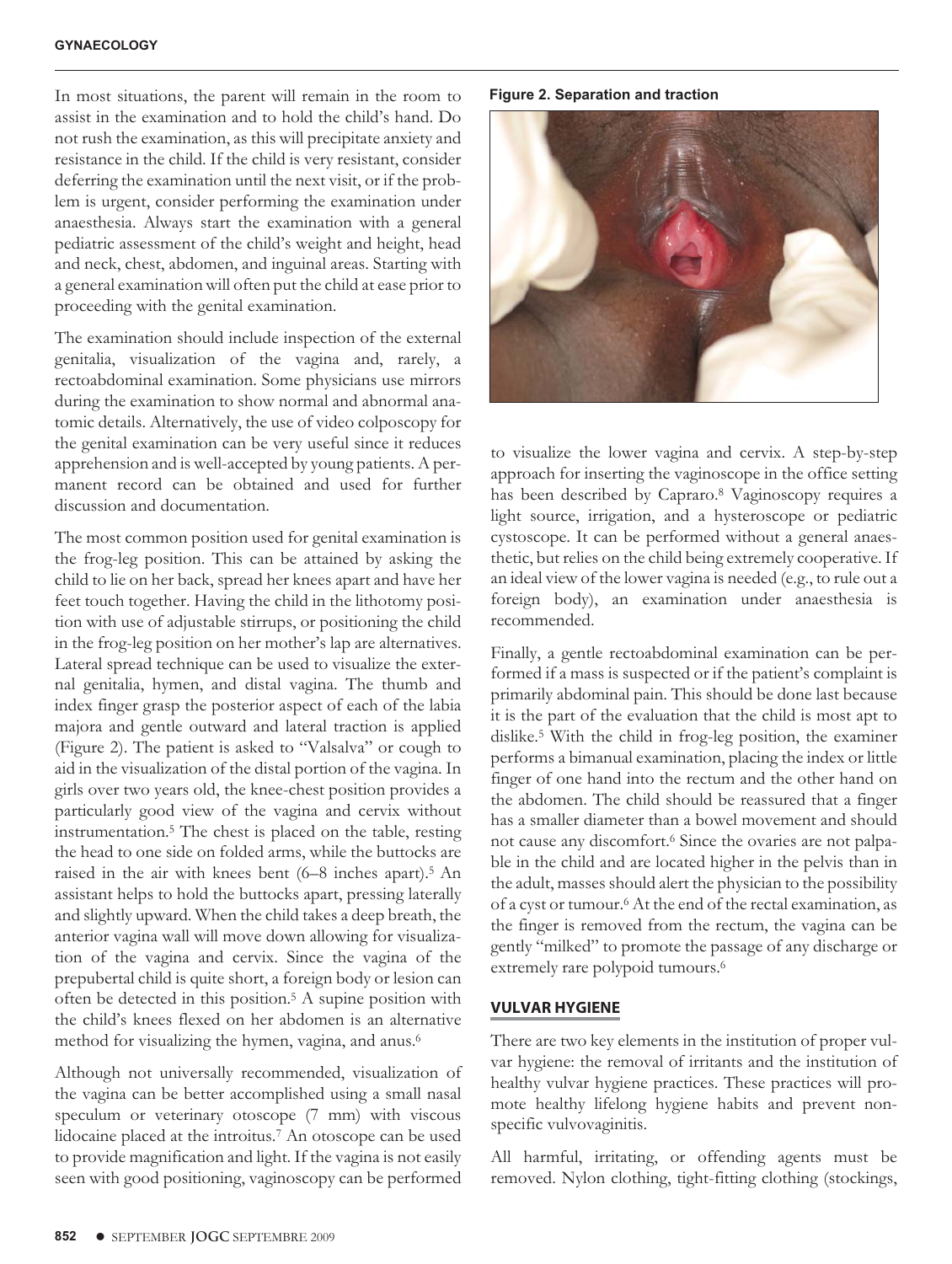In most situations, the parent will remain in the room to assist in the examination and to hold the child's hand. Do not rush the examination, as this will precipitate anxiety and resistance in the child. If the child is very resistant, consider deferring the examination until the next visit, or if the problem is urgent, consider performing the examination under anaesthesia. Always start the examination with a general pediatric assessment of the child's weight and height, head and neck, chest, abdomen, and inguinal areas. Starting with a general examination will often put the child at ease prior to proceeding with the genital examination.

The examination should include inspection of the external genitalia, visualization of the vagina and, rarely, a rectoabdominal examination. Some physicians use mirrors during the examination to show normal and abnormal anatomic details. Alternatively, the use of video colposcopy for the genital examination can be very useful since it reduces apprehension and is well-accepted by young patients. A permanent record can be obtained and used for further discussion and documentation.

The most common position used for genital examination is the frog-leg position. This can be attained by asking the child to lie on her back, spread her knees apart and have her feet touch together. Having the child in the lithotomy position with use of adjustable stirrups, or positioning the child in the frog-leg position on her mother's lap are alternatives. Lateral spread technique can be used to visualize the external genitalia, hymen, and distal vagina. The thumb and index finger grasp the posterior aspect of each of the labia majora and gentle outward and lateral traction is applied (Figure 2). The patient is asked to "Valsalva" or cough to aid in the visualization of the distal portion of the vagina. In girls over two years old, the knee-chest position provides a particularly good view of the vagina and cervix without instrumentation.[5] The chest is placed on the table, resting the head to one side on folded arms, while the buttocks are raised in the air with knees bent (6–8 inches apart).[5] An assistant helps to hold the buttocks apart, pressing laterally and slightly upward. When the child takes a deep breath, the anterior vagina wall will move down allowing for visualization of the vagina and cervix. Since the vagina of the prepubertal child is quite short, a foreign body or lesion can often be detected in this position.[5] A supine position with the child's knees flexed on her abdomen is an alternative method for visualizing the hymen, vagina, and anus.[6]

Although not universally recommended, visualization of the vagina can be better accomplished using a small nasal speculum or veterinary otoscope (7 mm) with viscous lidocaine placed at the introitus.[7] An otoscope can be used to provide magnification and light. If the vagina is not easily seen with good positioning, vaginoscopy can be performed to visualize the lower vagina and cervix. A step-by-step approach for inserting the vaginoscope in the office setting has been described by Capraro.[8] Vaginoscopy requires a light source, irrigation, and a hysteroscope or pediatric cystoscope. It can be performed without a general anaesthetic, but relies on the child being extremely cooperative. If an ideal view of the lower vagina is needed (e.g., to rule out a foreign body), an examination under anaesthesia is recommended.

**Figure 2. Separation and traction**

Finally, a gentle rectoabdominal examination can be performed if a mass is suspected or if the patient's complaint is primarily abdominal pain. This should be done last because it is the part of the evaluation that the child is most apt to dislike.[5] With the child in frog-leg position, the examiner performs a bimanual examination, placing the index or little finger of one hand into the rectum and the other hand on the abdomen. The child should be reassured that a finger has a smaller diameter than a bowel movement and should not cause any discomfort.[6] Since the ovaries are not palpable in the child and are located higher in the pelvis than in the adult, masses should alert the physician to the possibility of a cyst or tumour.[6] At the end of the rectal examination, as the finger is removed from the rectum, the vagina can be gently "milked" to promote the passage of any discharge or extremely rare polypoid tumours.[6]

## VULVAR HYGIENE

There are two key elements in the institution of proper vulvar hygiene: the removal of irritants and the institution of healthy vulvar hygiene practices. These practices will promote healthy lifelong hygiene habits and prevent nonspecific vulvovaginitis.

All harmful, irritating, or offending agents must be removed. Nylon clothing, tight-fitting clothing (stockings,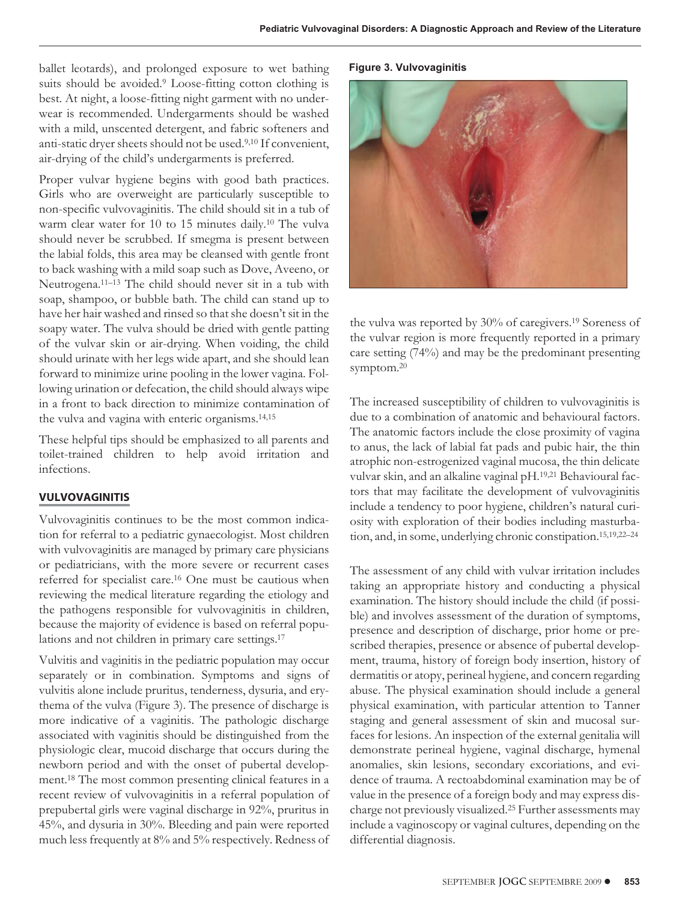ballet leotards), and prolonged exposure to wet bathing suits should be avoided.[9] Loose-fitting cotton clothing is best. At night, a loose-fitting night garment with no underwear is recommended. Undergarments should be washed with a mild, unscented detergent, and fabric softeners and anti-static dryer sheets should not be used.[9,10] If convenient, air-drying of the child's undergarments is preferred.

Proper vulvar hygiene begins with good bath practices. Girls who are overweight are particularly susceptible to non-specific vulvovaginitis. The child should sit in a tub of warm clear water for 10 to 15 minutes daily.[10] The vulva should never be scrubbed. If smegma is present between the labial folds, this area may be cleansed with gentle front to back washing with a mild soap such as Dove, Aveeno, or Neutrogena.[11–13] The child should never sit in a tub with soap, shampoo, or bubble bath. The child can stand up to have her hair washed and rinsed so that she doesn't sit in the soapy water. The vulva should be dried with gentle patting of the vulvar skin or air-drying. When voiding, the child should urinate with her legs wide apart, and she should lean forward to minimize urine pooling in the lower vagina. Following urination or defecation, the child should always wipe in a front to back direction to minimize contamination of the vulva and vagina with enteric organisms.[14,15]

These helpful tips should be emphasized to all parents and toilet-trained children to help avoid irritation and infections.

## VULVOVAGINITIS

Vulvovaginitis continues to be the most common indication for referral to a pediatric gynaecologist. Most children with vulvovaginitis are managed by primary care physicians or pediatricians, with the more severe or recurrent cases referred for specialist care.[16] One must be cautious when reviewing the medical literature regarding the etiology and the pathogens responsible for vulvovaginitis in children, because the majority of evidence is based on referral populations and not children in primary care settings.[17]

Vulvitis and vaginitis in the pediatric population may occur separately or in combination. Symptoms and signs of vulvitis alone include pruritus, tenderness, dysuria, and erythema of the vulva (Figure 3). The presence of discharge is more indicative of a vaginitis. The pathologic discharge associated with vaginitis should be distinguished from the physiologic clear, mucoid discharge that occurs during the newborn period and with the onset of pubertal development.[18] The most common presenting clinical features in a recent review of vulvovaginitis in a referral population of prepubertal girls were vaginal discharge in 92%, pruritus in 45%, and dysuria in 30%. Bleeding and pain were reported much less frequently at 8% and 5% respectively. Redness of the vulva was reported by 30% of caregivers.[19] Soreness of the vulvar region is more frequently reported in a primary care setting (74%) and may be the predominant presenting symptom.[20]

**Figure 3. Vulvovaginitis**

The increased susceptibility of children to vulvovaginitis is due to a combination of anatomic and behavioural factors. The anatomic factors include the close proximity of vagina to anus, the lack of labial fat pads and pubic hair, the thin atrophic non-estrogenized vaginal mucosa, the thin delicate vulvar skin, and an alkaline vaginal pH.[19,21] Behavioural factors that may facilitate the development of vulvovaginitis include a tendency to poor hygiene, children's natural curiosity with exploration of their bodies including masturbation, and, in some, underlying chronic constipation.[15,19,22–24]

The assessment of any child with vulvar irritation includes taking an appropriate history and conducting a physical examination. The history should include the child (if possible) and involves assessment of the duration of symptoms, presence and description of discharge, prior home or prescribed therapies, presence or absence of pubertal development, trauma, history of foreign body insertion, history of dermatitis or atopy, perineal hygiene, and concern regarding abuse. The physical examination should include a general physical examination, with particular attention to Tanner staging and general assessment of skin and mucosal surfaces for lesions. An inspection of the external genitalia will demonstrate perineal hygiene, vaginal discharge, hymenal anomalies, skin lesions, secondary excoriations, and evidence of trauma. A rectoabdominal examination may be of value in the presence of a foreign body and may express discharge not previously visualized.[25] Further assessments may include a vaginoscopy or vaginal cultures, depending on the differential diagnosis.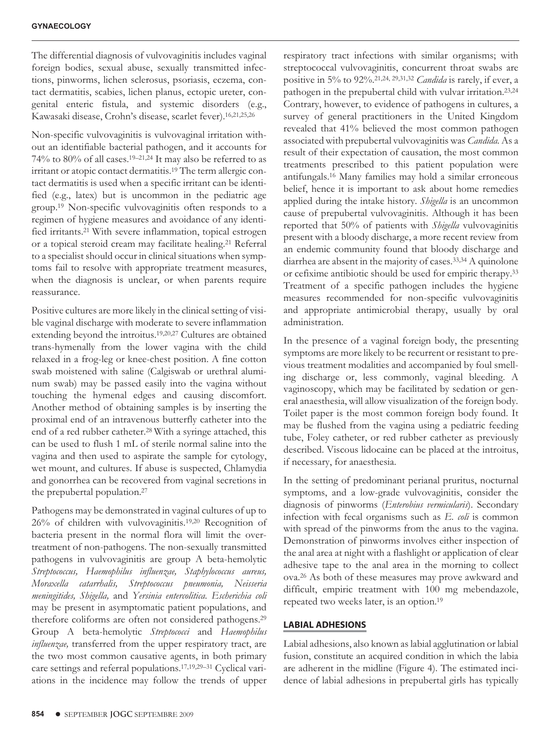The differential diagnosis of vulvovaginitis includes vaginal foreign bodies, sexual abuse, sexually transmitted infections, pinworms, lichen sclerosus, psoriasis, eczema, contact dermatitis, scabies, lichen planus, ectopic ureter, congenital enteric fistula, and systemic disorders (e.g., Kawasaki disease, Crohn's disease, scarlet fever).[16,21,25,26]

Non-specific vulvovaginitis is vulvovaginal irritation without an identifiable bacterial pathogen, and it accounts for 74% to 80% of all cases.[19–21,24] It may also be referred to as irritant or atopic contact dermatitis.[19] The term allergic contact dermatitis is used when a specific irritant can be identified (e.g., latex) but is uncommon in the pediatric age group.[19] Non-specific vulvovaginitis often responds to a regimen of hygiene measures and avoidance of any identified irritants.[21] With severe inflammation, topical estrogen or a topical steroid cream may facilitate healing.[21] Referral to a specialist should occur in clinical situations when symptoms fail to resolve with appropriate treatment measures, when the diagnosis is unclear, or when parents require reassurance.

Positive cultures are more likely in the clinical setting of visible vaginal discharge with moderate to severe inflammation extending beyond the introitus.[19,20,27] Cultures are obtained trans-hymenally from the lower vagina with the child relaxed in a frog-leg or knee-chest position. A fine cotton swab moistened with saline (Calgiswab or urethral aluminum swab) may be passed easily into the vagina without touching the hymenal edges and causing discomfort. Another method of obtaining samples is by inserting the proximal end of an intravenous butterfly catheter into the end of a red rubber catheter.[28] With a syringe attached, this can be used to flush 1 mL of sterile normal saline into the vagina and then used to aspirate the sample for cytology, wet mount, and cultures. If abuse is suspected, Chlamydia and gonorrhea can be recovered from vaginal secretions in the prepubertal population.[27]

Pathogens may be demonstrated in vaginal cultures of up to 26% of children with vulvovaginitis.[19,20] Recognition of bacteria present in the normal flora will limit the overtreatment of non-pathogens. The non-sexually transmitted pathogens in vulvovaginitis are group A beta-hemolytic *Streptococcus, Haemophilus influenzae, Staphylococcus aureus, Moraxella catarrhalis, Streptococcus pneumonia, Neisseria meningitides, Shigella,* and *Yersinia entercolitica*. *Escherichia coli* may be present in asymptomatic patient populations, and therefore coliforms are often not considered pathogens.[29] Group A beta-hemolytic *Streptococci* and *Haemophilus influenzae,* transferred from the upper respiratory tract, are the two most common causative agents, in both primary care settings and referral populations.[17,19,29–31] Cyclical variations in the incidence may follow the trends of upper respiratory tract infections with similar organisms; with streptococcal vulvovaginitis, concurrent throat swabs are positive in 5% to 92%.[21,24, 29,31,32] *Candida* is rarely, if ever, a pathogen in the prepubertal child with vulvar irritation.[23,24] Contrary, however, to evidence of pathogens in cultures, a survey of general practitioners in the United Kingdom revealed that 41% believed the most common pathogen associated with prepubertal vulvovaginitis was *Candida*. As a result of their expectation of causation, the most common treatments prescribed to this patient population were antifungals.[16] Many families may hold a similar erroneous belief, hence it is important to ask about home remedies applied during the intake history. *Shigella* is an uncommon cause of prepubertal vulvovaginitis. Although it has been reported that 50% of patients with *Shigella* vulvovaginitis present with a bloody discharge, a more recent review from an endemic community found that bloody discharge and diarrhea are absent in the majority of cases.[33,34] A quinolone or cefixime antibiotic should be used for empiric therapy.[33] Treatment of a specific pathogen includes the hygiene measures recommended for non-specific vulvovaginitis and appropriate antimicrobial therapy, usually by oral administration.

In the presence of a vaginal foreign body, the presenting symptoms are more likely to be recurrent or resistant to previous treatment modalities and accompanied by foul smelling discharge or, less commonly, vaginal bleeding. A vaginoscopy, which may be facilitated by sedation or general anaesthesia, will allow visualization of the foreign body. Toilet paper is the most common foreign body found. It may be flushed from the vagina using a pediatric feeding tube, Foley catheter, or red rubber catheter as previously described. Viscous lidocaine can be placed at the introitus, if necessary, for anaesthesia.

In the setting of predominant perianal pruritus, nocturnal symptoms, and a low-grade vulvovaginitis, consider the diagnosis of pinworms (*Enterobius vermicularis*). Secondary infection with fecal organisms such as *E. coli* is common with spread of the pinworms from the anus to the vagina. Demonstration of pinworms involves either inspection of the anal area at night with a flashlight or application of clear adhesive tape to the anal area in the morning to collect ova.[26] As both of these measures may prove awkward and difficult, empiric treatment with 100 mg mebendazole, repeated two weeks later, is an option.[19]

## LABIAL ADHESIONS

Labial adhesions, also known as labial agglutination or labial fusion, constitute an acquired condition in which the labia are adherent in the midline (Figure 4). The estimated incidence of labial adhesions in prepubertal girls has typically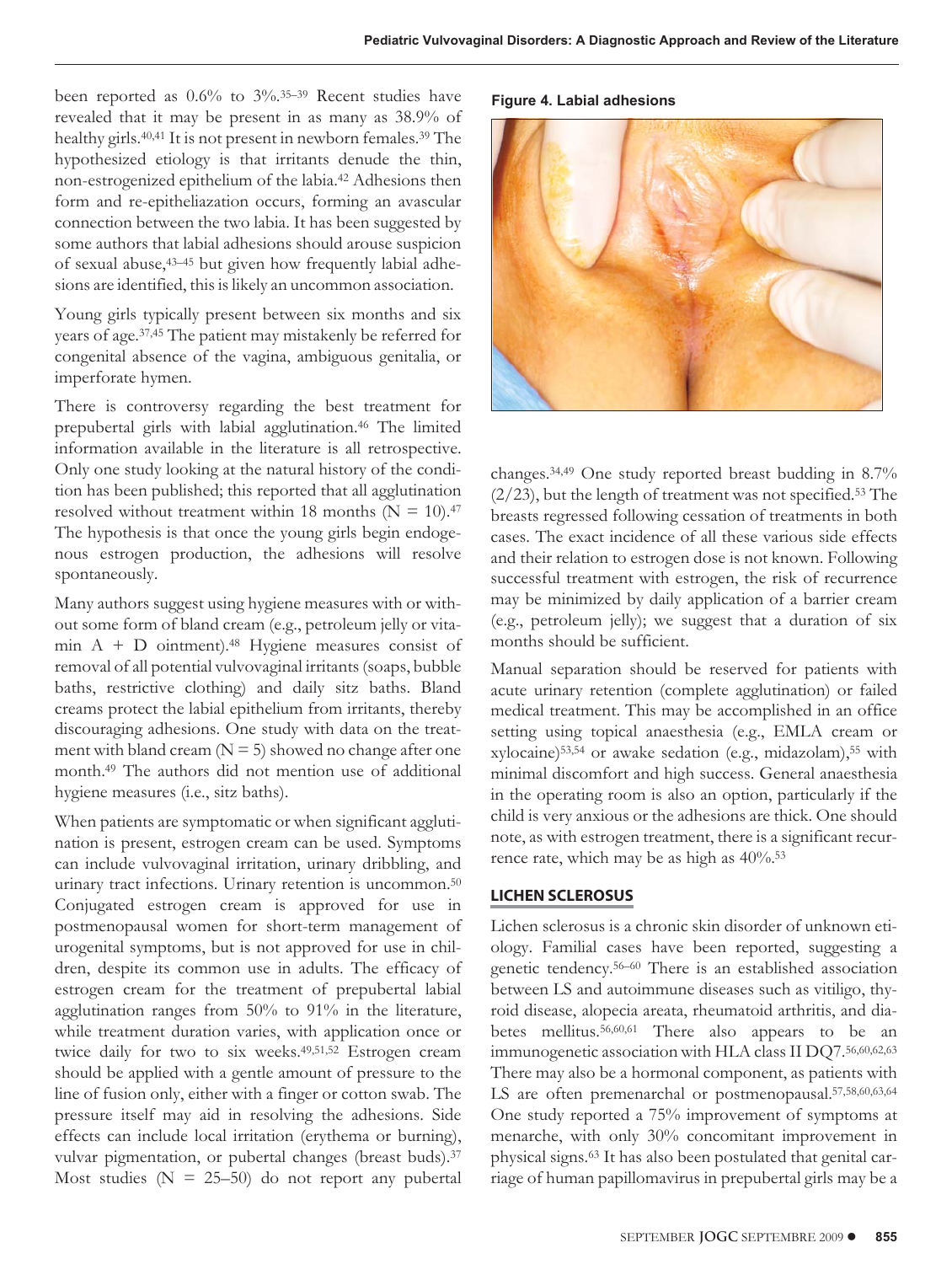been reported as 0.6% to 3%.[35–39] Recent studies have revealed that it may be present in as many as 38.9% of healthy girls.[40,41] It is not present in newborn females.[39] The hypothesized etiology is that irritants denude the thin, non-estrogenized epithelium of the labia.[42] Adhesions then form and re-epitheliazation occurs, forming an avascular connection between the two labia. It has been suggested by some authors that labial adhesions should arouse suspicion of sexual abuse,[43–45] but given how frequently labial adhesions are identified, this is likely an uncommon association.

Young girls typically present between six months and six years of age.[37,45] The patient may mistakenly be referred for congenital absence of the vagina, ambiguous genitalia, or imperforate hymen.

There is controversy regarding the best treatment for prepubertal girls with labial agglutination.[46] The limited information available in the literature is all retrospective. Only one study looking at the natural history of the condition has been published; this reported that all agglutination resolved without treatment within 18 months (N = 10).[47] The hypothesis is that once the young girls begin endogenous estrogen production, the adhesions will resolve spontaneously.

Many authors suggest using hygiene measures with or without some form of bland cream (e.g., petroleum jelly or vitamin A + D ointment).[48] Hygiene measures consist of removal of all potential vulvovaginal irritants (soaps, bubble baths, restrictive clothing) and daily sitz baths. Bland creams protect the labial epithelium from irritants, thereby discouraging adhesions. One study with data on the treatment with bland cream (N = 5) showed no change after one month.[49] The authors did not mention use of additional hygiene measures (i.e., sitz baths).

When patients are symptomatic or when significant agglutination is present, estrogen cream can be used. Symptoms can include vulvovaginal irritation, urinary dribbling, and urinary tract infections. Urinary retention is uncommon.[50] Conjugated estrogen cream is approved for use in postmenopausal women for short-term management of urogenital symptoms, but is not approved for use in children, despite its common use in adults. The efficacy of estrogen cream for the treatment of prepubertal labial agglutination ranges from 50% to 91% in the literature, while treatment duration varies, with application once or twice daily for two to six weeks.[49,51,52] Estrogen cream should be applied with a gentle amount of pressure to the line of fusion only, either with a finger or cotton swab. The pressure itself may aid in resolving the adhesions. Side effects can include local irritation (erythema or burning), vulvar pigmentation, or pubertal changes (breast buds).[37] Most studies (N = 25–50) do not report any pubertal changes.[34,49] One study reported breast budding in 8.7% (2/23), but the length of treatment was not specified.[53] The breasts regressed following cessation of treatments in both cases. The exact incidence of all these various side effects and their relation to estrogen dose is not known. Following successful treatment with estrogen, the risk of recurrence may be minimized by daily application of a barrier cream (e.g., petroleum jelly); we suggest that a duration of six months should be sufficient.

**Figure 4. Labial adhesions**

Manual separation should be reserved for patients with acute urinary retention (complete agglutination) or failed medical treatment. This may be accomplished in an office setting using topical anaesthesia (e.g., EMLA cream or xylocaine)[53,54] or awake sedation (e.g., midazolam),[55] with minimal discomfort and high success. General anaesthesia in the operating room is also an option, particularly if the child is very anxious or the adhesions are thick. One should note, as with estrogen treatment, there is a significant recurrence rate, which may be as high as 40%.[53]

## LICHEN SCLEROSUS

Lichen sclerosus is a chronic skin disorder of unknown etiology. Familial cases have been reported, suggesting a genetic tendency.[56–60] There is an established association between LS and autoimmune diseases such as vitiligo, thyroid disease, alopecia areata, rheumatoid arthritis, and diabetes mellitus.[56,60,61] There also appears to be an immunogenetic association with HLA class II DQ7.[56,60,62,63] There may also be a hormonal component, as patients with LS are often premenarchal or postmenopausal.[57,58,60,63,64] One study reported a 75% improvement of symptoms at menarche, with only 30% concomitant improvement in physical signs.[63] It has also been postulated that genital carriage of human papillomavirus in prepubertal girls may be a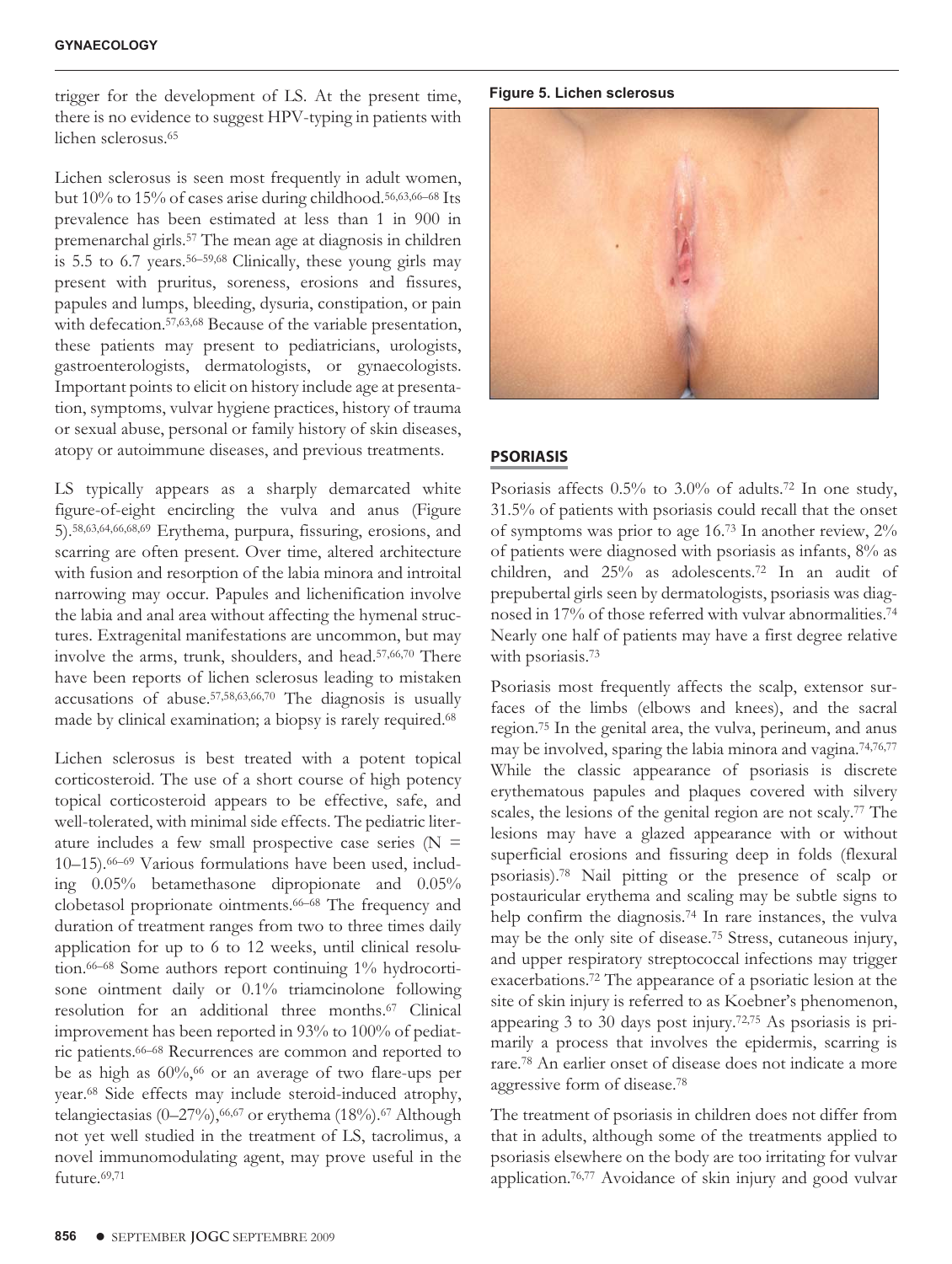trigger for the development of LS. At the present time, there is no evidence to suggest HPV-typing in patients with lichen sclerosus.[65]

Lichen sclerosus is seen most frequently in adult women, but 10% to 15% of cases arise during childhood.[56,63,66–68] Its prevalence has been estimated at less than 1 in 900 in premenarchal girls.[57] The mean age at diagnosis in children is 5.5 to 6.7 years.[56–59,68] Clinically, these young girls may present with pruritus, soreness, erosions and fissures, papules and lumps, bleeding, dysuria, constipation, or pain with defecation.[57,63,68] Because of the variable presentation, these patients may present to pediatricians, urologists, gastroenterologists, dermatologists, or gynaecologists. Important points to elicit on history include age at presentation, symptoms, vulvar hygiene practices, history of trauma or sexual abuse, personal or family history of skin diseases, atopy or autoimmune diseases, and previous treatments.

LS typically appears as a sharply demarcated white figure-of-eight encircling the vulva and anus (Figure 5).[58,63,64,66,68,69] Erythema, purpura, fissuring, erosions, and scarring are often present. Over time, altered architecture with fusion and resorption of the labia minora and introital narrowing may occur. Papules and lichenification involve the labia and anal area without affecting the hymenal structures. Extragenital manifestations are uncommon, but may involve the arms, trunk, shoulders, and head.[57,66,70] There have been reports of lichen sclerosus leading to mistaken accusations of abuse.[57,58,63,66,70] The diagnosis is usually made by clinical examination; a biopsy is rarely required.[68]

Lichen sclerosus is best treated with a potent topical corticosteroid. The use of a short course of high potency topical corticosteroid appears to be effective, safe, and well-tolerated, with minimal side effects. The pediatric literature includes a few small prospective case series (N = 10–15).[66–69] Various formulations have been used, including 0.05% betamethasone dipropionate and 0.05% clobetasol proprionate ointments.[66–68] The frequency and duration of treatment ranges from two to three times daily application for up to 6 to 12 weeks, until clinical resolution.[66–68] Some authors report continuing 1% hydrocortisone ointment daily or 0.1% triamcinolone following resolution for an additional three months.[67] Clinical improvement has been reported in 93% to 100% of pediatric patients.[66–68] Recurrences are common and reported to be as high as 60%,[66] or an average of two flare-ups per year.[68] Side effects may include steroid-induced atrophy, telangiectasias (0–27%),[66,67] or erythema (18%).[67] Although not yet well studied in the treatment of LS, tacrolimus, a novel immunomodulating agent, may prove useful in the future.[69,71]

**Figure 5. Lichen sclerosus**

## PSORIASIS

Psoriasis affects 0.5% to 3.0% of adults.[72] In one study, 31.5% of patients with psoriasis could recall that the onset of symptoms was prior to age 16.[73] In another review, 2% of patients were diagnosed with psoriasis as infants, 8% as children, and 25% as adolescents.[72] In an audit of prepubertal girls seen by dermatologists, psoriasis was diagnosed in 17% of those referred with vulvar abnormalities.[74] Nearly one half of patients may have a first degree relative with psoriasis.[73]

Psoriasis most frequently affects the scalp, extensor surfaces of the limbs (elbows and knees), and the sacral region.[75] In the genital area, the vulva, perineum, and anus may be involved, sparing the labia minora and vagina.[74,76,77] While the classic appearance of psoriasis is discrete erythematous papules and plaques covered with silvery scales, the lesions of the genital region are not scaly.[77] The lesions may have a glazed appearance with or without superficial erosions and fissuring deep in folds (flexural psoriasis).[78] Nail pitting or the presence of scalp or postauricular erythema and scaling may be subtle signs to help confirm the diagnosis.[74] In rare instances, the vulva may be the only site of disease.[75] Stress, cutaneous injury, and upper respiratory streptococcal infections may trigger exacerbations.[72] The appearance of a psoriatic lesion at the site of skin injury is referred to as Koebner's phenomenon, appearing 3 to 30 days post injury.[72,75] As psoriasis is primarily a process that involves the epidermis, scarring is rare.[78] An earlier onset of disease does not indicate a more aggressive form of disease.[78]

The treatment of psoriasis in children does not differ from that in adults, although some of the treatments applied to psoriasis elsewhere on the body are too irritating for vulvar application.[76,77] Avoidance of skin injury and good vulvar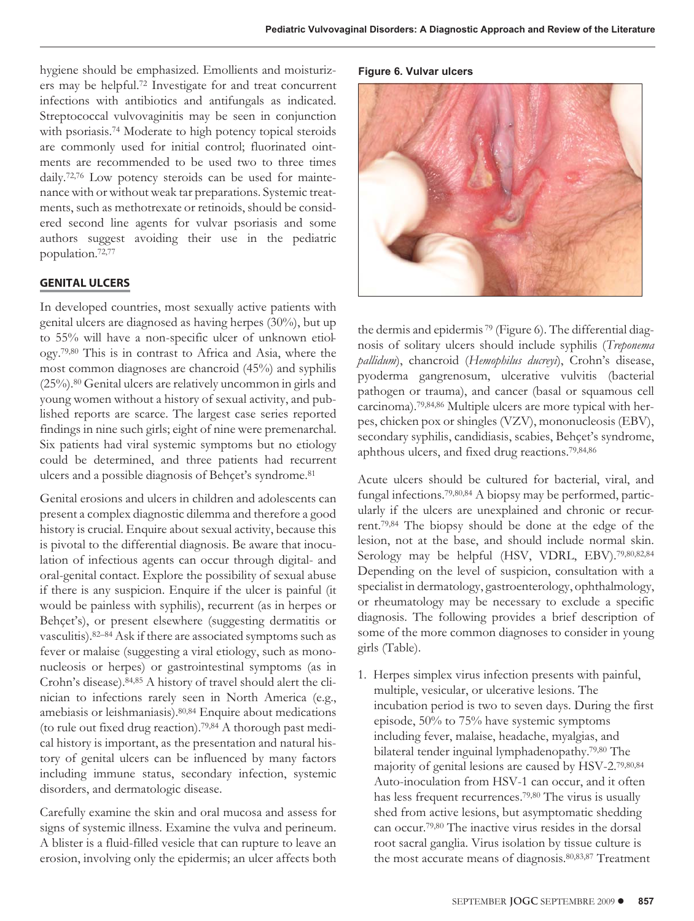hygiene should be emphasized. Emollients and moisturizers may be helpful.[72] Investigate for and treat concurrent infections with antibiotics and antifungals as indicated. Streptococcal vulvovaginitis may be seen in conjunction with psoriasis.[74] Moderate to high potency topical steroids are commonly used for initial control; fluorinated ointments are recommended to be used two to three times daily.[72,76] Low potency steroids can be used for maintenance with or without weak tar preparations. Systemic treatments, such as methotrexate or retinoids, should be considered second line agents for vulvar psoriasis and some authors suggest avoiding their use in the pediatric population.[72,77]

## GENITAL ULCERS

In developed countries, most sexually active patients with genital ulcers are diagnosed as having herpes (30%), but up to 55% will have a non-specific ulcer of unknown etiology.[79,80] This is in contrast to Africa and Asia, where the most common diagnoses are chancroid (45%) and syphilis (25%).[80] Genital ulcers are relatively uncommon in girls and young women without a history of sexual activity, and published reports are scarce. The largest case series reported findings in nine such girls; eight of nine were premenarchal. Six patients had viral systemic symptoms but no etiology could be determined, and three patients had recurrent ulcers and a possible diagnosis of Behçet's syndrome.[81]

Genital erosions and ulcers in children and adolescents can present a complex diagnostic dilemma and therefore a good history is crucial. Enquire about sexual activity, because this is pivotal to the differential diagnosis. Be aware that inoculation of infectious agents can occur through digital- and oral-genital contact. Explore the possibility of sexual abuse if there is any suspicion. Enquire if the ulcer is painful (it would be painless with syphilis), recurrent (as in herpes or Behçet's), or present elsewhere (suggesting dermatitis or vasculitis).[82–84] Ask if there are associated symptoms such as fever or malaise (suggesting a viral etiology, such as mononucleosis or herpes) or gastrointestinal symptoms (as in Crohn's disease).[84,85] A history of travel should alert the clinician to infections rarely seen in North America (e.g., amebiasis or leishmaniasis).[80,84] Enquire about medications (to rule out fixed drug reaction).[79,84] A thorough past medical history is important, as the presentation and natural history of genital ulcers can be influenced by many factors including immune status, secondary infection, systemic disorders, and dermatologic disease.

Carefully examine the skin and oral mucosa and assess for signs of systemic illness. Examine the vulva and perineum. A blister is a fluid-filled vesicle that can rupture to leave an erosion, involving only the epidermis; an ulcer affects both the dermis and epidermis[79] (Figure 6). The differential diagnosis of solitary ulcers should include syphilis (*Treponema pallidum*), chancroid (*Hemophilus ducreyi*), Crohn's disease, pyoderma gangrenosum, ulcerative vulvitis (bacterial pathogen or trauma), and cancer (basal or squamous cell carcinoma).[79,84,86] Multiple ulcers are more typical with herpes, chicken pox or shingles (VZV), mononucleosis (EBV), secondary syphilis, candidiasis, scabies, Behçet's syndrome, aphthous ulcers, and fixed drug reactions.[79,84,86]

**Figure 6. Vulvar ulcers**

Acute ulcers should be cultured for bacterial, viral, and fungal infections.[79,80,84] A biopsy may be performed, particularly if the ulcers are unexplained and chronic or recurrent.[79,84] The biopsy should be done at the edge of the lesion, not at the base, and should include normal skin. Serology may be helpful (HSV, VDRL, EBV).[79,80,82,84] Depending on the level of suspicion, consultation with a specialist in dermatology, gastroenterology, ophthalmology, or rheumatology may be necessary to exclude a specific diagnosis. The following provides a brief description of some of the more common diagnoses to consider in young girls (Table).

1. Herpes simplex virus infection presents with painful, multiple, vesicular, or ulcerative lesions. The incubation period is two to seven days. During the first episode, 50% to 75% have systemic symptoms including fever, malaise, headache, myalgias, and bilateral tender inguinal lymphadenopathy.[79,80] The majority of genital lesions are caused by HSV-2.[79,80,84] Auto-inoculation from HSV-1 can occur, and it often has less frequent recurrences.[79,80] The virus is usually shed from active lesions, but asymptomatic shedding can occur.[79,80] The inactive virus resides in the dorsal root sacral ganglia. Virus isolation by tissue culture is the most accurate means of diagnosis.[80,83,87] Treatment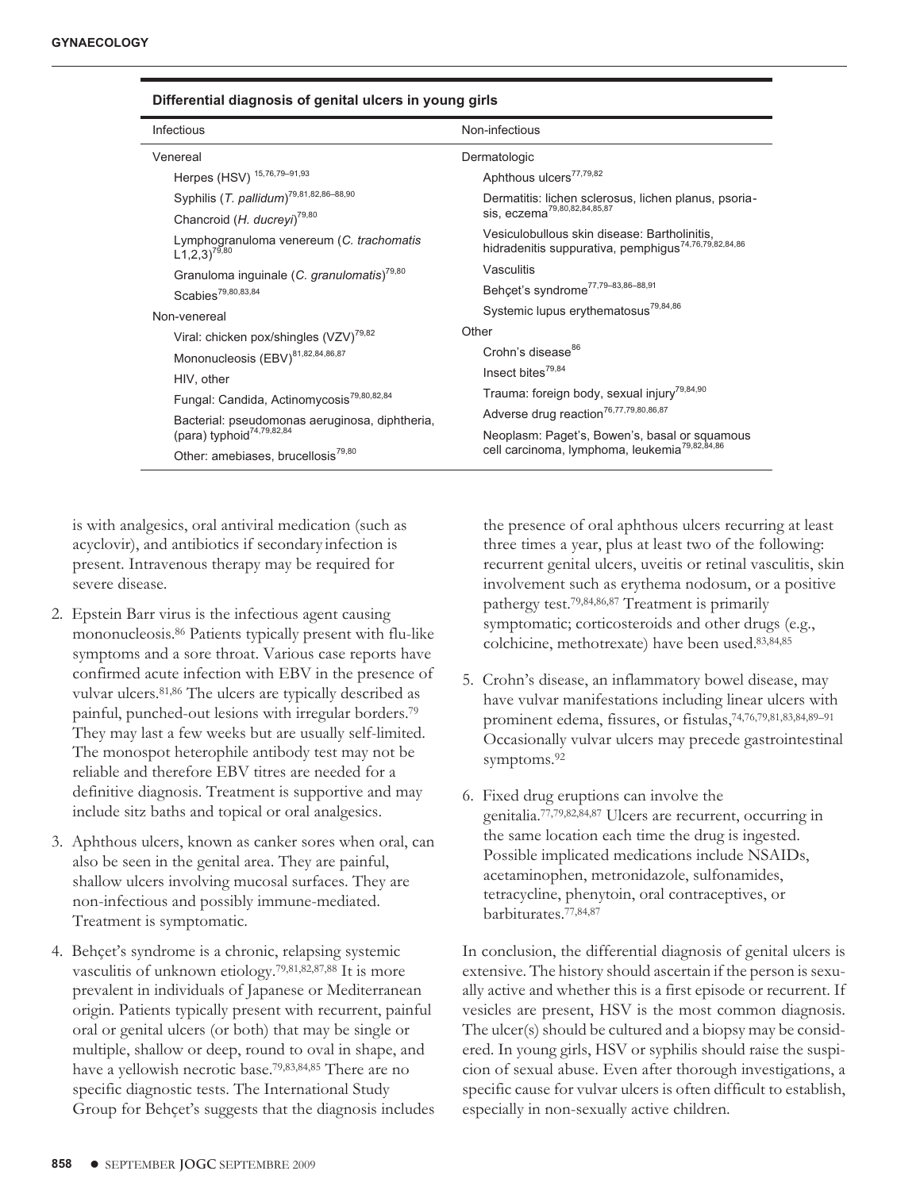**Differential diagnosis of genital ulcers in young girls**

| Infectious | Non-infectious |
|---|---|
| Venereal | Dermatologic |
| Herpes (HSV)[15,76,79–91,93] | Aphthous ulcers[77,79,82] |
| Syphilis (*T. pallidum*)[79,81,82,86–88,90] | Dermatitis: lichen sclerosus, lichen planus, psoriasis, eczema[79,80,82,84,85,87] |
| Chancroid (*H. ducreyi*)[79,80] | Vesiculobullous skin disease: Bartholinitis, hidradenitis suppurativa, pemphigus[74,76,79,82,84,86] |
| Lymphogranuloma venereum (*C. trachomatis* L1,2,3)[79,80] | Vasculitis |
| Granuloma inguinale (*C. granulomatis*)[79,80] | Behçet's syndrome[77,79–83,86–88,91] |
| Scabies[79,80,83,84] | Systemic lupus erythematosus[79,84,86] |
| Non-venereal | Other |
| Viral: chicken pox/shingles (VZV)[79,82] | Crohn's disease[86] |
| Mononucleosis (EBV)[81,82,84,86,87] | Insect bites[79,84] |
| HIV, other | Trauma: foreign body, sexual injury[79,84,90] |
| Fungal: Candida, Actinomycosis[79,80,82,84] | Adverse drug reaction[76,77,79,80,86,87] |
| Bacterial: pseudomonas aeruginosa, diphtheria, (para) typhoid[74,79,82,84] | Neoplasm: Paget's, Bowen's, basal or squamous cell carcinoma, lymphoma, leukemia[79,82,84,86] |
| Other: amebiases, brucellosis[79,80] | |

is with analgesics, oral antiviral medication (such as acyclovir), and antibiotics if secondary infection is present. Intravenous therapy may be required for severe disease.

2. Epstein Barr virus is the infectious agent causing mononucleosis.[86] Patients typically present with flu-like symptoms and a sore throat. Various case reports have confirmed acute infection with EBV in the presence of vulvar ulcers.[81,86] The ulcers are typically described as painful, punched-out lesions with irregular borders.[79] They may last a few weeks but are usually self-limited. The monospot heterophile antibody test may not be reliable and therefore EBV titres are needed for a definitive diagnosis. Treatment is supportive and may include sitz baths and topical or oral analgesics.

3. Aphthous ulcers, known as canker sores when oral, can also be seen in the genital area. They are painful, shallow ulcers involving mucosal surfaces. They are non-infectious and possibly immune-mediated. Treatment is symptomatic.

4. Behçet's syndrome is a chronic, relapsing systemic vasculitis of unknown etiology.[79,81,82,87,88] It is more prevalent in individuals of Japanese or Mediterranean origin. Patients typically present with recurrent, painful oral or genital ulcers (or both) that may be single or multiple, shallow or deep, round to oval in shape, and have a yellowish necrotic base.[79,83,84,85] There are no specific diagnostic tests. The International Study Group for Behçet's suggests that the diagnosis includes the presence of oral aphthous ulcers recurring at least three times a year, plus at least two of the following: recurrent genital ulcers, uveitis or retinal vasculitis, skin involvement such as erythema nodosum, or a positive pathergy test.[79,84,86,87] Treatment is primarily symptomatic; corticosteroids and other drugs (e.g., colchicine, methotrexate) have been used.[83,84,85]

5. Crohn's disease, an inflammatory bowel disease, may have vulvar manifestations including linear ulcers with prominent edema, fissures, or fistulas,[74,76,79,81,83,84,89–91] Occasionally vulvar ulcers may precede gastrointestinal symptoms.[92]

6. Fixed drug eruptions can involve the genitalia.[77,79,82,84,87] Ulcers are recurrent, occurring in the same location each time the drug is ingested. Possible implicated medications include NSAIDs, acetaminophen, metronidazole, sulfonamides, tetracycline, phenytoin, oral contraceptives, or barbiturates.[77,84,87]

In conclusion, the differential diagnosis of genital ulcers is extensive. The history should ascertain if the person is sexually active and whether this is a first episode or recurrent. If vesicles are present, HSV is the most common diagnosis. The ulcer(s) should be cultured and a biopsy may be considered. In young girls, HSV or syphilis should raise the suspicion of sexual abuse. Even after thorough investigations, a specific cause for vulvar ulcers is often difficult to establish, especially in non-sexually active children.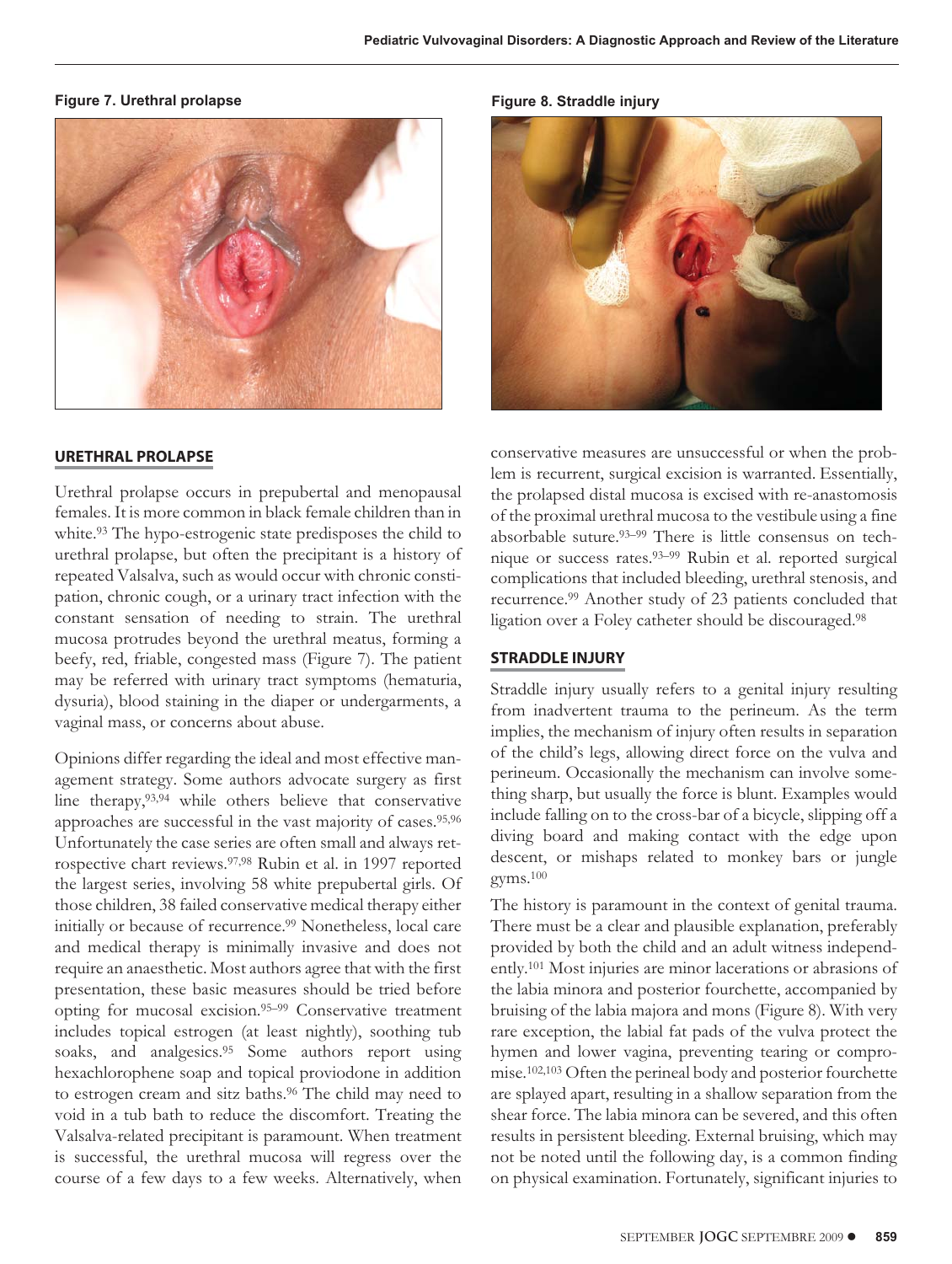**Figure 7. Urethral prolapse**

**Figure 8. Straddle injury**

## URETHRAL PROLAPSE

Urethral prolapse occurs in prepubertal and menopausal females. It is more common in black female children than in white.[93] The hypo-estrogenic state predisposes the child to urethral prolapse, but often the precipitant is a history of repeated Valsalva, such as would occur with chronic constipation, chronic cough, or a urinary tract infection with the constant sensation of needing to strain. The urethral mucosa protrudes beyond the urethral meatus, forming a beefy, red, friable, congested mass (Figure 7). The patient may be referred with urinary tract symptoms (hematuria, dysuria), blood staining in the diaper or undergarments, a vaginal mass, or concerns about abuse.

Opinions differ regarding the ideal and most effective management strategy. Some authors advocate surgery as first line therapy,[93,94] while others believe that conservative approaches are successful in the vast majority of cases.[95,96] Unfortunately the case series are often small and always retrospective chart reviews.[97,98] Rubin et al. in 1997 reported the largest series, involving 58 white prepubertal girls. Of those children, 38 failed conservative medical therapy either initially or because of recurrence.[99] Nonetheless, local care and medical therapy is minimally invasive and does not require an anaesthetic. Most authors agree that with the first presentation, these basic measures should be tried before opting for mucosal excision.[95–99] Conservative treatment includes topical estrogen (at least nightly), soothing tub soaks, and analgesics.[95] Some authors report using hexachlorophene soap and topical proviodone in addition to estrogen cream and sitz baths.[96] The child may need to void in a tub bath to reduce the discomfort. Treating the Valsalva-related precipitant is paramount. When treatment is successful, the urethral mucosa will regress over the course of a few days to a few weeks. Alternatively, when conservative measures are unsuccessful or when the problem is recurrent, surgical excision is warranted. Essentially, the prolapsed distal mucosa is excised with re-anastomosis of the proximal urethral mucosa to the vestibule using a fine absorbable suture.[93–99] There is little consensus on technique or success rates.[93–99] Rubin et al. reported surgical complications that included bleeding, urethral stenosis, and recurrence.[99] Another study of 23 patients concluded that ligation over a Foley catheter should be discouraged.[98]

## STRADDLE INJURY

Straddle injury usually refers to a genital injury resulting from inadvertent trauma to the perineum. As the term implies, the mechanism of injury often results in separation of the child's legs, allowing direct force on the vulva and perineum. Occasionally the mechanism can involve something sharp, but usually the force is blunt. Examples would include falling on to the cross-bar of a bicycle, slipping off a diving board and making contact with the edge upon descent, or mishaps related to monkey bars or jungle gyms.[100]

The history is paramount in the context of genital trauma. There must be a clear and plausible explanation, preferably provided by both the child and an adult witness independently.[101] Most injuries are minor lacerations or abrasions of the labia minora and posterior fourchette, accompanied by bruising of the labia majora and mons (Figure 8). With very rare exception, the labial fat pads of the vulva protect the hymen and lower vagina, preventing tearing or compromise.[102,103] Often the perineal body and posterior fourchette are splayed apart, resulting in a shallow separation from the shear force. The labia minora can be severed, and this often results in persistent bleeding. External bruising, which may not be noted until the following day, is a common finding on physical examination. Fortunately, significant injuries to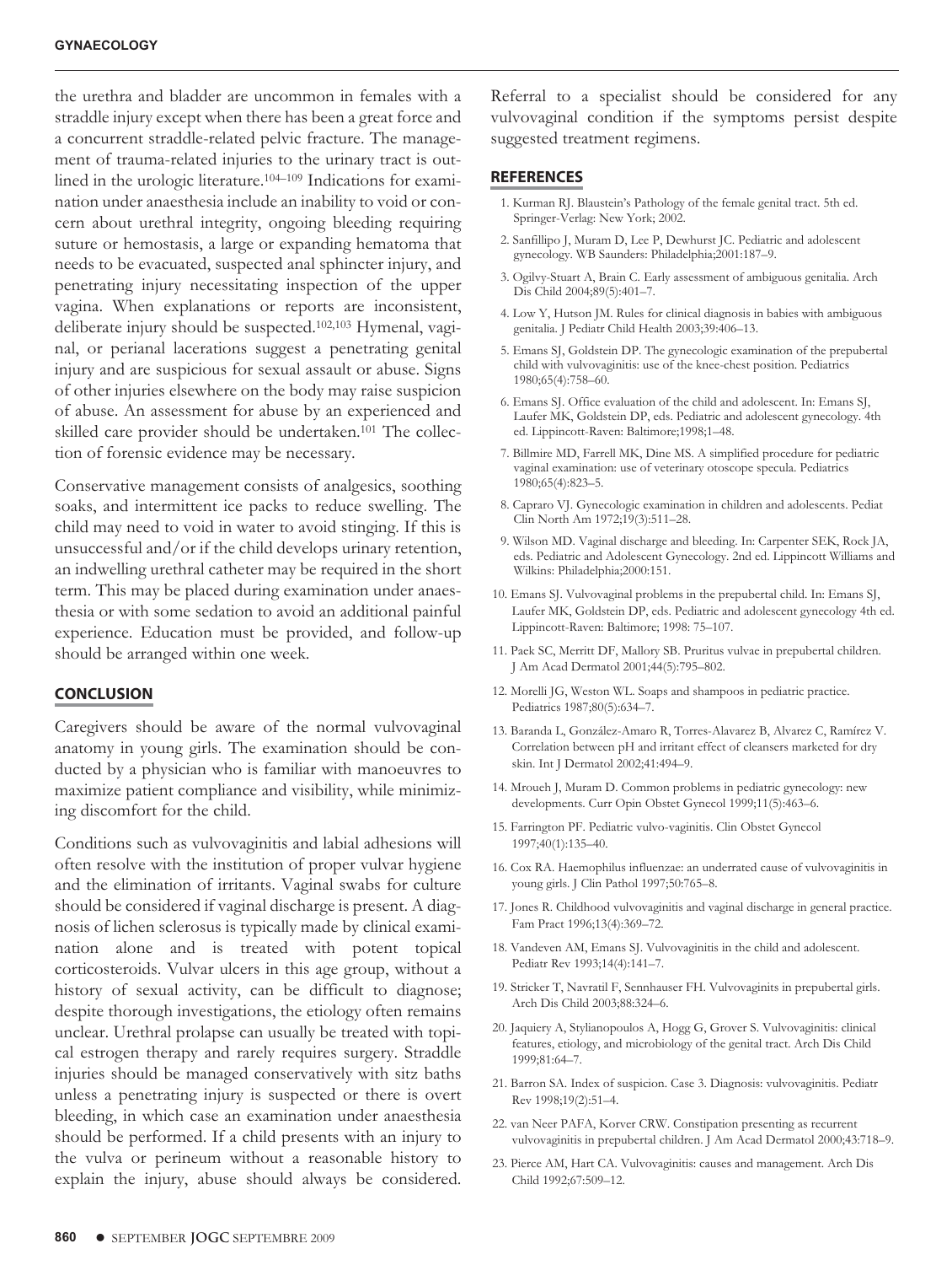the urethra and bladder are uncommon in females with a straddle injury except when there has been a great force and a concurrent straddle-related pelvic fracture. The management of trauma-related injuries to the urinary tract is outlined in the urologic literature.[104–109] Indications for examination under anaesthesia include an inability to void or concern about urethral integrity, ongoing bleeding requiring suture or hemostasis, a large or expanding hematoma that needs to be evacuated, suspected anal sphincter injury, and penetrating injury necessitating inspection of the upper vagina. When explanations or reports are inconsistent, deliberate injury should be suspected.[102,103] Hymenal, vaginal, or perianal lacerations suggest a penetrating genital injury and are suspicious for sexual assault or abuse. Signs of other injuries elsewhere on the body may raise suspicion of abuse. An assessment for abuse by an experienced and skilled care provider should be undertaken.[101] The collection of forensic evidence may be necessary.

Conservative management consists of analgesics, soothing soaks, and intermittent ice packs to reduce swelling. The child may need to void in water to avoid stinging. If this is unsuccessful and/or if the child develops urinary retention, an indwelling urethral catheter may be required in the short term. This may be placed during examination under anaesthesia or with some sedation to avoid an additional painful experience. Education must be provided, and follow-up should be arranged within one week.

## CONCLUSION

Caregivers should be aware of the normal vulvovaginal anatomy in young girls. The examination should be conducted by a physician who is familiar with manoeuvres to maximize patient compliance and visibility, while minimizing discomfort for the child.

Conditions such as vulvovaginitis and labial adhesions will often resolve with the institution of proper vulvar hygiene and the elimination of irritants. Vaginal swabs for culture should be considered if vaginal discharge is present. A diagnosis of lichen sclerosus is typically made by clinical examination alone and is treated with potent topical corticosteroids. Vulvar ulcers in this age group, without a history of sexual activity, can be difficult to diagnose; despite thorough investigations, the etiology often remains unclear. Urethral prolapse can usually be treated with topical estrogen therapy and rarely requires surgery. Straddle injuries should be managed conservatively with sitz baths unless a penetrating injury is suspected or there is overt bleeding, in which case an examination under anaesthesia should be performed. If a child presents with an injury to the vulva or perineum without a reasonable history to explain the injury, abuse should always be considered. Referral to a specialist should be considered for any vulvovaginal condition if the symptoms persist despite suggested treatment regimens.

## REFERENCES

1. Kurman RJ. Blaustein's Pathology of the female genital tract. 5th ed. Springer-Verlag: New York; 2002.
2. Sanfillipo J, Muram D, Lee P, Dewhurst JC. Pediatric and adolescent gynecology. WB Saunders: Philadelphia;2001:187–9.
3. Ogilvy-Stuart A, Brain C. Early assessment of ambiguous genitalia. Arch Dis Child 2004;89(5):401–7.
4. Low Y, Hutson JM. Rules for clinical diagnosis in babies with ambiguous genitalia. J Pediatr Child Health 2003;39:406–13.
5. Emans SJ, Goldstein DP. The gynecologic examination of the prepubertal child with vulvovaginitis: use of the knee-chest position. Pediatrics 1980;65(4):758–60.
6. Emans SJ. Office evaluation of the child and adolescent. In: Emans SJ, Laufer MK, Goldstein DP, eds. Pediatric and adolescent gynecology. 4th ed. Lippincott-Raven: Baltimore;1998;1–48.
7. Billmire MD, Farrell MK, Dine MS. A simplified procedure for pediatric vaginal examination: use of veterinary otoscope specula. Pediatrics 1980;65(4):823–5.
8. Capraro VJ. Gynecologic examination in children and adolescents. Pediat Clin North Am 1972;19(3):511–28.
9. Wilson MD. Vaginal discharge and bleeding. In: Carpenter SEK, Rock JA, eds. Pediatric and Adolescent Gynecology. 2nd ed. Lippincott Williams and Wilkins: Philadelphia;2000:151.
10. Emans SJ. Vulvovaginal problems in the prepubertal child. In: Emans SJ, Laufer MK, Goldstein DP, eds. Pediatric and adolescent gynecology 4th ed. Lippincott-Raven: Baltimore; 1998: 75–107.
11. Paek SC, Merritt DF, Mallory SB. Pruritus vulvae in prepubertal children. J Am Acad Dermatol 2001;44(5):795–802.
12. Morelli JG, Weston WL. Soaps and shampoos in pediatric practice. Pediatrics 1987;80(5):634–7.
13. Baranda L, González-Amaro R, Torres-Alavarez B, Alvarez C, Ramírez V. Correlation between pH and irritant effect of cleansers marketed for dry skin. Int J Dermatol 2002;41:494–9.
14. Mroueh J, Muram D. Common problems in pediatric gynecology: new developments. Curr Opin Obstet Gynecol 1999;11(5):463–6.
15. Farrington PF. Pediatric vulvo-vaginitis. Clin Obstet Gynecol 1997;40(1):135–40.
16. Cox RA. Haemophilus influenzae: an underrated cause of vulvovaginitis in young girls. J Clin Pathol 1997;50:765–8.
17. Jones R. Childhood vulvovaginitis and vaginal discharge in general practice. Fam Pract 1996;13(4):369–72.
18. Vandeven AM, Emans SJ. Vulvovaginitis in the child and adolescent. Pediatr Rev 1993;14(4):141–7.
19. Stricker T, Navratil F, Sennhauser FH. Vulvovaginits in prepubertal girls. Arch Dis Child 2003;88:324–6.
20. Jaquiery A, Stylianopoulos A, Hogg G, Grover S. Vulvovaginitis: clinical features, etiology, and microbiology of the genital tract. Arch Dis Child 1999;81:64–7.
21. Barron SA. Index of suspicion. Case 3. Diagnosis: vulvovaginitis. Pediatr Rev 1998;19(2):51–4.
22. van Neer PAFA, Korver CRW. Constipation presenting as recurrent vulvovaginitis in prepubertal children. J Am Acad Dermatol 2000;43:718–9.
23. Pierce AM, Hart CA. Vulvovaginitis: causes and management. Arch Dis Child 1992;67:509–12.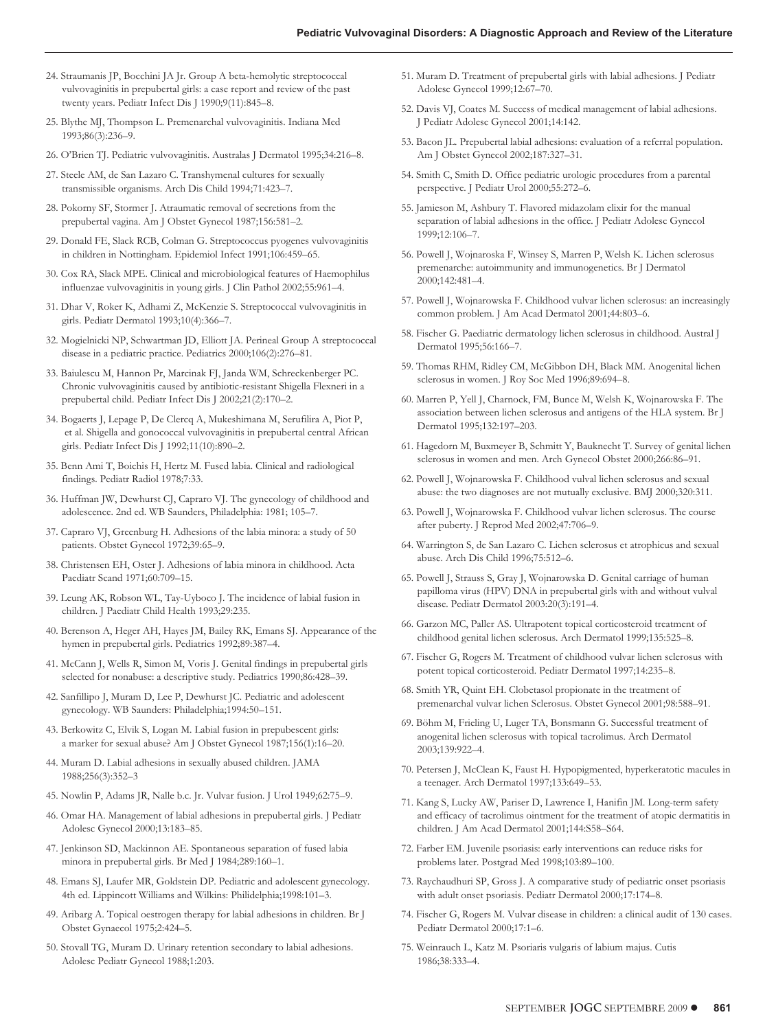24. Straumanis JP, Bocchini JA Jr. Group A beta-hemolytic streptococcal vulvovaginitis in prepubertal girls: a case report and review of the past twenty years. Pediatr Infect Dis J 1990;9(11):845–8.

25. Blythe MJ, Thompson L. Premenarchal vulvovaginitis. Indiana Med 1993;86(3):236–9.

26. O'Brien TJ. Pediatric vulvovaginitis. Australas J Dermatol 1995;34:216–8.

27. Steele AM, de San Lazaro C. Transhymenal cultures for sexually transmissible organisms. Arch Dis Child 1994;71:423–7.

28. Pokorny SF, Stormer J. Atraumatic removal of secretions from the prepubertal vagina. Am J Obstet Gynecol 1987;156:581–2.

29. Donald FE, Slack RCB, Colman G. Streptococcus pyogenes vulvovaginitis in children in Nottingham. Epidemiol Infect 1991;106:459–65.

30. Cox RA, Slack MPE. Clinical and microbiological features of Haemophilus influenzae vulvovaginitis in young girls. J Clin Pathol 2002;55:961–4.

31. Dhar V, Roker K, Adhami Z, McKenzie S. Streptococcal vulvovaginitis in girls. Pediatr Dermatol 1993;10(4):366–7.

32. Mogielnicki NP, Schwartman JD, Elliott JA. Perineal Group A streptococcal disease in a pediatric practice. Pediatrics 2000;106(2):276–81.

33. Baiulescu M, Hannon Pr, Marcinak FJ, Janda WM, Schreckenberger PC. Chronic vulvovaginitis caused by antibiotic-resistant Shigella Flexneri in a prepubertal child. Pediatr Infect Dis J 2002;21(2):170–2.

34. Bogaerts J, Lepage P, De Clercq A, Mukeshimana M, Serufilira A, Piot P, et al. Shigella and gonococcal vulvovaginitis in prepubertal central African girls. Pediatr Infect Dis J 1992;11(10):890–2.

35. Benn Ami T, Boichis H, Hertz M. Fused labia. Clinical and radiological findings. Pediatr Radiol 1978;7:33.

36. Huffman JW, Dewhurst CJ, Capraro VJ. The gynecology of childhood and adolescence. 2nd ed. WB Saunders, Philadelphia: 1981; 105–7.

37. Capraro VJ, Greenburg H. Adhesions of the labia minora: a study of 50 patients. Obstet Gynecol 1972;39:65–9.

38. Christensen EH, Oster J. Adhesions of labia minora in childhood. Acta Paediatr Scand 1971;60:709–15.

39. Leung AK, Robson WL, Tay-Uyboco J. The incidence of labial fusion in children. J Paediatr Child Health 1993;29:235.

40. Berenson A, Heger AH, Hayes JM, Bailey RK, Emans SJ. Appearance of the hymen in prepubertal girls. Pediatrics 1992;89:387–4.

41. McCann J, Wells R, Simon M, Voris J. Genital findings in prepubertal girls selected for nonabuse: a descriptive study. Pediatrics 1990;86:428–39.

42. Sanfillipo J, Muram D, Lee P, Dewhurst JC. Pediatric and adolescent gynecology. WB Saunders: Philadelphia;1994:50–151.

43. Berkowitz C, Elvik S, Logan M. Labial fusion in prepubescent girls: a marker for sexual abuse? Am J Obstet Gynecol 1987;156(1):16–20.

44. Muram D. Labial adhesions in sexually abused children. JAMA 1988;256(3):352–3

45. Nowlin P, Adams JR, Nalle b.c. Jr. Vulvar fusion. J Urol 1949;62:75–9.

46. Omar HA. Management of labial adhesions in prepubertal girls. J Pediatr Adolesc Gynecol 2000;13:183–85.

47. Jenkinson SD, Mackinnon AE. Spontaneous separation of fused labia minora in prepubertal girls. Br Med J 1984;289:160–1.

48. Emans SJ, Laufer MR, Goldstein DP. Pediatric and adolescent gynecology. 4th ed. Lippincott Williams and Wilkins: Philidelphia;1998:101–3.

49. Aribarg A. Topical oestrogen therapy for labial adhesions in children. Br J Obstet Gynaecol 1975;2:424–5.

50. Stovall TG, Muram D. Urinary retention secondary to labial adhesions. Adolesc Pediatr Gynecol 1988;1:203.

51. Muram D. Treatment of prepubertal girls with labial adhesions. J Pediatr Adolesc Gynecol 1999;12:67–70.

52. Davis VJ, Coates M. Success of medical management of labial adhesions. J Pediatr Adolesc Gynecol 2001;14:142.

53. Bacon JL. Prepubertal labial adhesions: evaluation of a referral population. Am J Obstet Gynecol 2002;187:327–31.

54. Smith C, Smith D. Office pediatric urologic procedures from a parental perspective. J Pediatr Urol 2000;55:272–6.

55. Jamieson M, Ashbury T. Flavored midazolam elixir for the manual separation of labial adhesions in the office. J Pediatr Adolesc Gynecol 1999;12:106–7.

56. Powell J, Wojnaroska F, Winsey S, Marren P, Welsh K. Lichen sclerosus premenarche: autoimmunity and immunogenetics. Br J Dermatol 2000;142:481–4.

57. Powell J, Wojnarowska F. Childhood vulvar lichen sclerosus: an increasingly common problem. J Am Acad Dermatol 2001;44:803–6.

58. Fischer G. Paediatric dermatology lichen sclerosus in childhood. Austral J Dermatol 1995;56:166–7.

59. Thomas RHM, Ridley CM, McGibbon DH, Black MM. Anogenital lichen sclerosus in women. J Roy Soc Med 1996;89:694–8.

60. Marren P, Yell J, Charnock, FM, Bunce M, Welsh K, Wojnarowska F. The association between lichen sclerosus and antigens of the HLA system. Br J Dermatol 1995;132:197–203.

61. Hagedorn M, Buxmeyer B, Schmitt Y, Bauknecht T. Survey of genital lichen sclerosus in women and men. Arch Gynecol Obstet 2000;266:86–91.

62. Powell J, Wojnarowska F. Childhood vulval lichen sclerosus and sexual abuse: the two diagnoses are not mutually exclusive. BMJ 2000;320:311.

63. Powell J, Wojnarowska F. Childhood vulvar lichen sclerosus. The course after puberty. J Reprod Med 2002;47:706–9.

64. Warrington S, de San Lazaro C. Lichen sclerosus et atrophicus and sexual abuse. Arch Dis Child 1996;75:512–6.

65. Powell J, Strauss S, Gray J, Wojnarowska D. Genital carriage of human papilloma virus (HPV) DNA in prepubertal girls with and without vulval disease. Pediatr Dermatol 2003:20(3):191–4.

66. Garzon MC, Paller AS. Ultrapotent topical corticosteroid treatment of childhood genital lichen sclerosus. Arch Dermatol 1999;135:525–8.

67. Fischer G, Rogers M. Treatment of childhood vulvar lichen sclerosus with potent topical corticosteroid. Pediatr Dermatol 1997;14:235–8.

68. Smith YR, Quint EH. Clobetasol propionate in the treatment of premenarchal vulvar lichen Sclerosus. Obstet Gynecol 2001;98:588–91.

69. Böhm M, Frieling U, Luger TA, Bonsmann G. Successful treatment of anogenital lichen sclerosus with topical tacrolimus. Arch Dermatol 2003;139:922–4.

70. Petersen J, McClean K, Faust H. Hypopigmented, hyperkeratotic macules in a teenager. Arch Dermatol 1997;133:649–53.

71. Kang S, Lucky AW, Pariser D, Lawrence I, Hanifin JM. Long-term safety and efficacy of tacrolimus ointment for the treatment of atopic dermatitis in children. J Am Acad Dermatol 2001;144:S58–S64.

72. Farber EM. Juvenile psoriasis: early interventions can reduce risks for problems later. Postgrad Med 1998;103:89–100.

73. Raychaudhuri SP, Gross J. A comparative study of pediatric onset psoriasis with adult onset psoriasis. Pediatr Dermatol 2000;17:174–8.

74. Fischer G, Rogers M. Vulvar disease in children: a clinical audit of 130 cases. Pediatr Dermatol 2000;17:1–6.

75. Weinrauch L, Katz M. Psoriaris vulgaris of labium majus. Cutis 1986;38:333–4.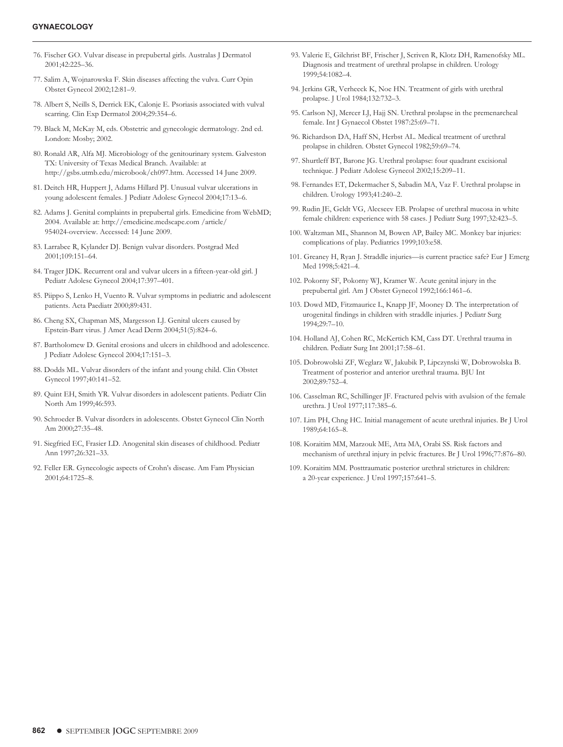76. Fischer GO. Vulvar disease in prepubertal girls. Australas J Dermatol 2001;42:225–36.

77. Salim A, Wojnarowska F. Skin diseases affecting the vulva. Curr Opin Obstet Gynecol 2002;12:81–9.

78. Albert S, Neills S, Derrick EK, Calonje E. Psoriasis associated with vulval scarring. Clin Exp Dermatol 2004;29:354–6.

79. Black M, McKay M, eds. Obstetric and gynecologic dermatology. 2nd ed. London: Mosby; 2002.

80. Ronald AR, Alfa MJ. Microbiology of the genitourinary system. Galveston TX: University of Texas Medical Branch. Available: at http://gsbs.utmb.edu/microbook/ch097.htm. Accessed 14 June 2009.

81. Deitch HR, Huppert J, Adams Hillard PJ. Unusual vulvar ulcerations in young adolescent females. J Pediatr Adolesc Gynecol 2004;17:13–6.

82. Adams J. Genital complaints in prepubertal girls. Emedicine from WebMD; 2004. Available at: http://emedicine.medscape.com /article/ 954024-overview. Accessed: 14 June 2009.

83. Larrabee R, Kylander DJ. Benign vulvar disorders. Postgrad Med 2001;109:151–64.

84. Trager JDK. Recurrent oral and vulvar ulcers in a fifteen-year-old girl. J Pediatr Adolesc Gynecol 2004;17:397–401.

85. Piippo S, Lenko H, Vuento R. Vulvar symptoms in pediatric and adolescent patients. Acta Paediatr 2000;89:431.

86. Cheng SX, Chapman MS, Margesson LJ. Genital ulcers caused by Epstein-Barr virus. J Amer Acad Derm 2004;51(5):824–6.

87. Bartholomew D. Genital erosions and ulcers in childhood and adolescence. J Pediatr Adolesc Gynecol 2004;17:151–3.

88. Dodds ML. Vulvar disorders of the infant and young child. Clin Obstet Gynecol 1997;40:141–52.

89. Quint EH, Smith YR. Vulvar disorders in adolescent patients. Pediatr Clin North Am 1999;46:593.

90. Schroeder B. Vulvar disorders in adolescents. Obstet Gynecol Clin North Am 2000;27:35–48.

91. Siegfried EC, Frasier LD. Anogenital skin diseases of childhood. Pediatr Ann 1997;26:321–33.

92. Feller ER. Gynecologic aspects of Crohn's disease. Am Fam Physician 2001;64:1725–8.

93. Valerie E, Gilchrist BF, Frischer J, Scriven R, Klotz DH, Ramenofsky ML. Diagnosis and treatment of urethral prolapse in children. Urology 1999;54:1082–4.

94. Jerkins GR, Verheeck K, Noe HN. Treatment of girls with urethral prolapse. J Urol 1984;132:732–3.

95. Carlson NJ, Mercer LJ, Hajj SN. Urethral prolapse in the premenarcheal female. Int J Gynaecol Obstet 1987:25:69–71.

96. Richardson DA, Haff SN, Herbst AL. Medical treatment of urethral prolapse in children. Obstet Gynecol 1982;59:69–74.

97. Shurtleff BT, Barone JG. Urethral prolapse: four quadrant excisional technique. J Pediatr Adolesc Gynecol 2002;15:209–11.

98. Fernandes ET, Dekermacher S, Sabadin MA, Vaz F. Urethral prolapse in children. Urology 1993;41:240–2.

99. Rudin JE, Geldt VG, Alecseev EB. Prolapse of urethral mucosa in white female children: experience with 58 cases. J Pediatr Surg 1997;32:423–5.

100. Waltzman ML, Shannon M, Bowen AP, Bailey MC. Monkey bar injuries: complications of play. Pediatrics 1999;103:e58.

101. Greaney H, Ryan J. Straddle injuries—is current practice safe? Eur J Emerg Med 1998;5:421–4.

102. Pokorny SF, Pokorny WJ, Kramer W. Acute genital injury in the prepubertal girl. Am J Obstet Gynecol 1992;166:1461–6.

103. Dowd MD, Fitzmaurice L, Knapp JF, Mooney D. The interpretation of urogenital findings in children with straddle injuries. J Pediatr Surg 1994;29:7–10.

104. Holland AJ, Cohen RC, McKertich KM, Cass DT. Urethral trauma in children. Pediatr Surg Int 2001;17:58–61.

105. Dobrowolski ZF, Weglarz W, Jakubik P, Lipczynski W, Dobrowolska B. Treatment of posterior and anterior urethral trauma. BJU Int 2002;89:752–4.

106. Casselman RC, Schillinger JF. Fractured pelvis with avulsion of the female urethra. J Urol 1977;117:385–6.

107. Lim PH, Chng HC. Initial management of acute urethral injuries. Br J Urol 1989;64:165–8.

108. Koraitim MM, Marzouk ME, Atta MA, Orabi SS. Risk factors and mechanism of urethral injury in pelvic fractures. Br J Urol 1996;77:876–80.

109. Koraitim MM. Posttraumatic posterior urethral strictures in children: a 20-year experience. J Urol 1997;157:641–5.